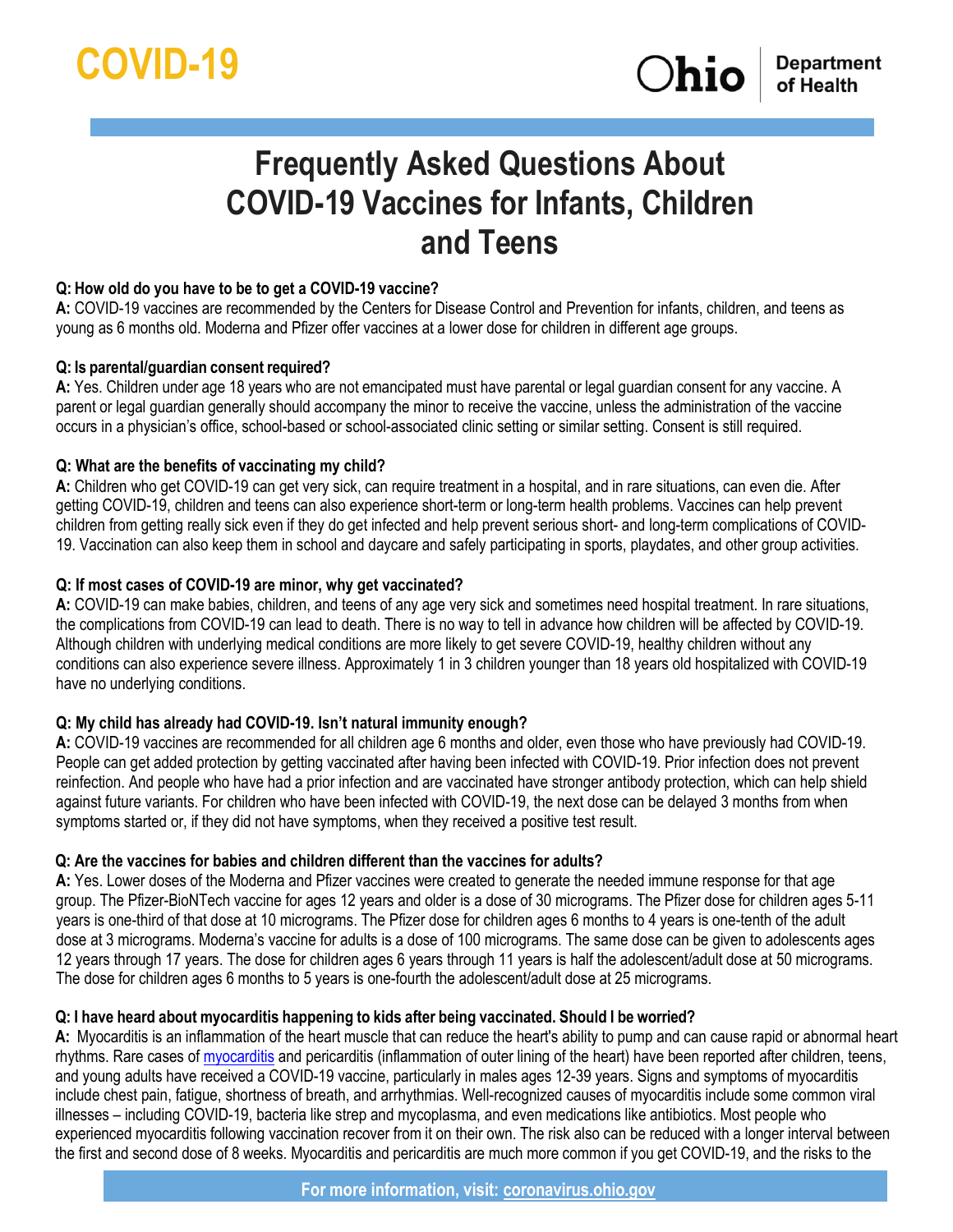# COVID-19

# Frequently Asked Questions About COVID-19 Vaccines for Infants, Children and Teens

**Q: How old do you have to be to get a COVID-19 vaccine?**
**A:** COVID-19 vaccines are recommended by the Centers for Disease Control and Prevention for infants, children, and teens as young as 6 months old. Moderna and Pfizer offer vaccines at a lower dose for children in different age groups.

**Q: Is parental/guardian consent required?**
**A:** Yes. Children under age 18 years who are not emancipated must have parental or legal guardian consent for any vaccine. A parent or legal guardian generally should accompany the minor to receive the vaccine, unless the administration of the vaccine occurs in a physician's office, school-based or school-associated clinic setting or similar setting. Consent is still required.

**Q: What are the benefits of vaccinating my child?**
**A:** Children who get COVID-19 can get very sick, can require treatment in a hospital, and in rare situations, can even die. After getting COVID-19, children and teens can also experience short-term or long-term health problems. Vaccines can help prevent children from getting really sick even if they do get infected and help prevent serious short- and long-term complications of COVID-19. Vaccination can also keep them in school and daycare and safely participating in sports, playdates, and other group activities.

**Q: If most cases of COVID-19 are minor, why get vaccinated?**
**A:** COVID-19 can make babies, children, and teens of any age very sick and sometimes need hospital treatment. In rare situations, the complications from COVID-19 can lead to death. There is no way to tell in advance how children will be affected by COVID-19. Although children with underlying medical conditions are more likely to get severe COVID-19, healthy children without any conditions can also experience severe illness. Approximately 1 in 3 children younger than 18 years old hospitalized with COVID-19 have no underlying conditions.

**Q: My child has already had COVID-19. Isn't natural immunity enough?**
**A:** COVID-19 vaccines are recommended for all children age 6 months and older, even those who have previously had COVID-19. People can get added protection by getting vaccinated after having been infected with COVID-19. Prior infection does not prevent reinfection. And people who have had a prior infection and are vaccinated have stronger antibody protection, which can help shield against future variants. For children who have been infected with COVID-19, the next dose can be delayed 3 months from when symptoms started or, if they did not have symptoms, when they received a positive test result.

**Q: Are the vaccines for babies and children different than the vaccines for adults?**
**A:** Yes. Lower doses of the Moderna and Pfizer vaccines were created to generate the needed immune response for that age group. The Pfizer-BioNTech vaccine for ages 12 years and older is a dose of 30 micrograms. The Pfizer dose for children ages 5-11 years is one-third of that dose at 10 micrograms. The Pfizer dose for children ages 6 months to 4 years is one-tenth of the adult dose at 3 micrograms. Moderna's vaccine for adults is a dose of 100 micrograms. The same dose can be given to adolescents ages 12 years through 17 years. The dose for children ages 6 years through 11 years is half the adolescent/adult dose at 50 micrograms. The dose for children ages 6 months to 5 years is one-fourth the adolescent/adult dose at 25 micrograms.

**Q: I have heard about myocarditis happening to kids after being vaccinated. Should I be worried?**
**A:** Myocarditis is an inflammation of the heart muscle that can reduce the heart's ability to pump and can cause rapid or abnormal heart rhythms. Rare cases of myocarditis and pericarditis (inflammation of outer lining of the heart) have been reported after children, teens, and young adults have received a COVID-19 vaccine, particularly in males ages 12-39 years. Signs and symptoms of myocarditis include chest pain, fatigue, shortness of breath, and arrhythmias. Well-recognized causes of myocarditis include some common viral illnesses – including COVID-19, bacteria like strep and mycoplasma, and even medications like antibiotics. Most people who experienced myocarditis following vaccination recover from it on their own. The risk also can be reduced with a longer interval between the first and second dose of 8 weeks. Myocarditis and pericarditis are much more common if you get COVID-19, and the risks to the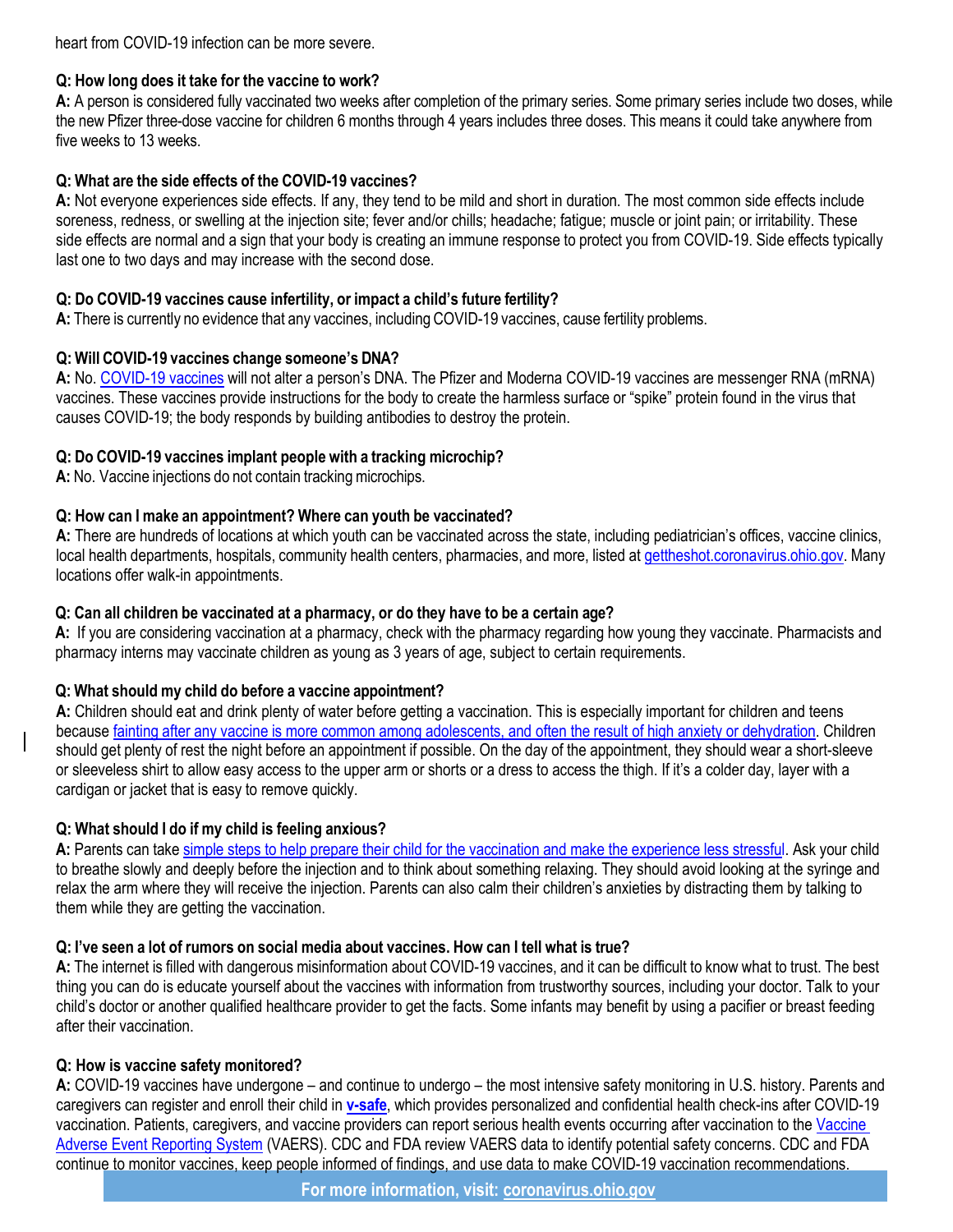heart from COVID-19 infection can be more severe.

**Q: How long does it take for the vaccine to work?**
**A:** A person is considered fully vaccinated two weeks after completion of the primary series. Some primary series include two doses, while the new Pfizer three-dose vaccine for children 6 months through 4 years includes three doses. This means it could take anywhere from five weeks to 13 weeks.

**Q: What are the side effects of the COVID-19 vaccines?**
**A:** Not everyone experiences side effects. If any, they tend to be mild and short in duration. The most common side effects include soreness, redness, or swelling at the injection site; fever and/or chills; headache; fatigue; muscle or joint pain; or irritability. These side effects are normal and a sign that your body is creating an immune response to protect you from COVID-19. Side effects typically last one to two days and may increase with the second dose.

**Q: Do COVID-19 vaccines cause infertility, or impact a child's future fertility?**
**A:** There is currently no evidence that any vaccines, including COVID-19 vaccines, cause fertility problems.

**Q: Will COVID-19 vaccines change someone's DNA?**
**A:** No. COVID-19 vaccines will not alter a person's DNA. The Pfizer and Moderna COVID-19 vaccines are messenger RNA (mRNA) vaccines. These vaccines provide instructions for the body to create the harmless surface or "spike" protein found in the virus that causes COVID-19; the body responds by building antibodies to destroy the protein.

**Q: Do COVID-19 vaccines implant people with a tracking microchip?**
**A:** No. Vaccine injections do not contain tracking microchips.

**Q: How can I make an appointment? Where can youth be vaccinated?**
**A:** There are hundreds of locations at which youth can be vaccinated across the state, including pediatrician's offices, vaccine clinics, local health departments, hospitals, community health centers, pharmacies, and more, listed at gettheshot.coronavirus.ohio.gov. Many locations offer walk-in appointments.

**Q: Can all children be vaccinated at a pharmacy, or do they have to be a certain age?**
**A:** If you are considering vaccination at a pharmacy, check with the pharmacy regarding how young they vaccinate. Pharmacists and pharmacy interns may vaccinate children as young as 3 years of age, subject to certain requirements.

**Q: What should my child do before a vaccine appointment?**
**A:** Children should eat and drink plenty of water before getting a vaccination. This is especially important for children and teens because fainting after any vaccine is more common among adolescents, and often the result of high anxiety or dehydration. Children should get plenty of rest the night before an appointment if possible. On the day of the appointment, they should wear a short-sleeve or sleeveless shirt to allow easy access to the upper arm or shorts or a dress to access the thigh. If it's a colder day, layer with a cardigan or jacket that is easy to remove quickly.

**Q: What should I do if my child is feeling anxious?**
**A:** Parents can take simple steps to help prepare their child for the vaccination and make the experience less stressful. Ask your child to breathe slowly and deeply before the injection and to think about something relaxing. They should avoid looking at the syringe and relax the arm where they will receive the injection. Parents can also calm their children's anxieties by distracting them by talking to them while they are getting the vaccination.

**Q: I've seen a lot of rumors on social media about vaccines. How can I tell what is true?**
**A:** The internet is filled with dangerous misinformation about COVID-19 vaccines, and it can be difficult to know what to trust. The best thing you can do is educate yourself about the vaccines with information from trustworthy sources, including your doctor. Talk to your child's doctor or another qualified healthcare provider to get the facts. Some infants may benefit by using a pacifier or breast feeding after their vaccination.

**Q: How is vaccine safety monitored?**
**A:** COVID-19 vaccines have undergone – and continue to undergo – the most intensive safety monitoring in U.S. history. Parents and caregivers can register and enroll their child in **v-safe**, which provides personalized and confidential health check-ins after COVID-19 vaccination. Patients, caregivers, and vaccine providers can report serious health events occurring after vaccination to the Vaccine Adverse Event Reporting System (VAERS). CDC and FDA review VAERS data to identify potential safety concerns. CDC and FDA continue to monitor vaccines, keep people informed of findings, and use data to make COVID-19 vaccination recommendations.

**For more information, visit: coronavirus.ohio.gov**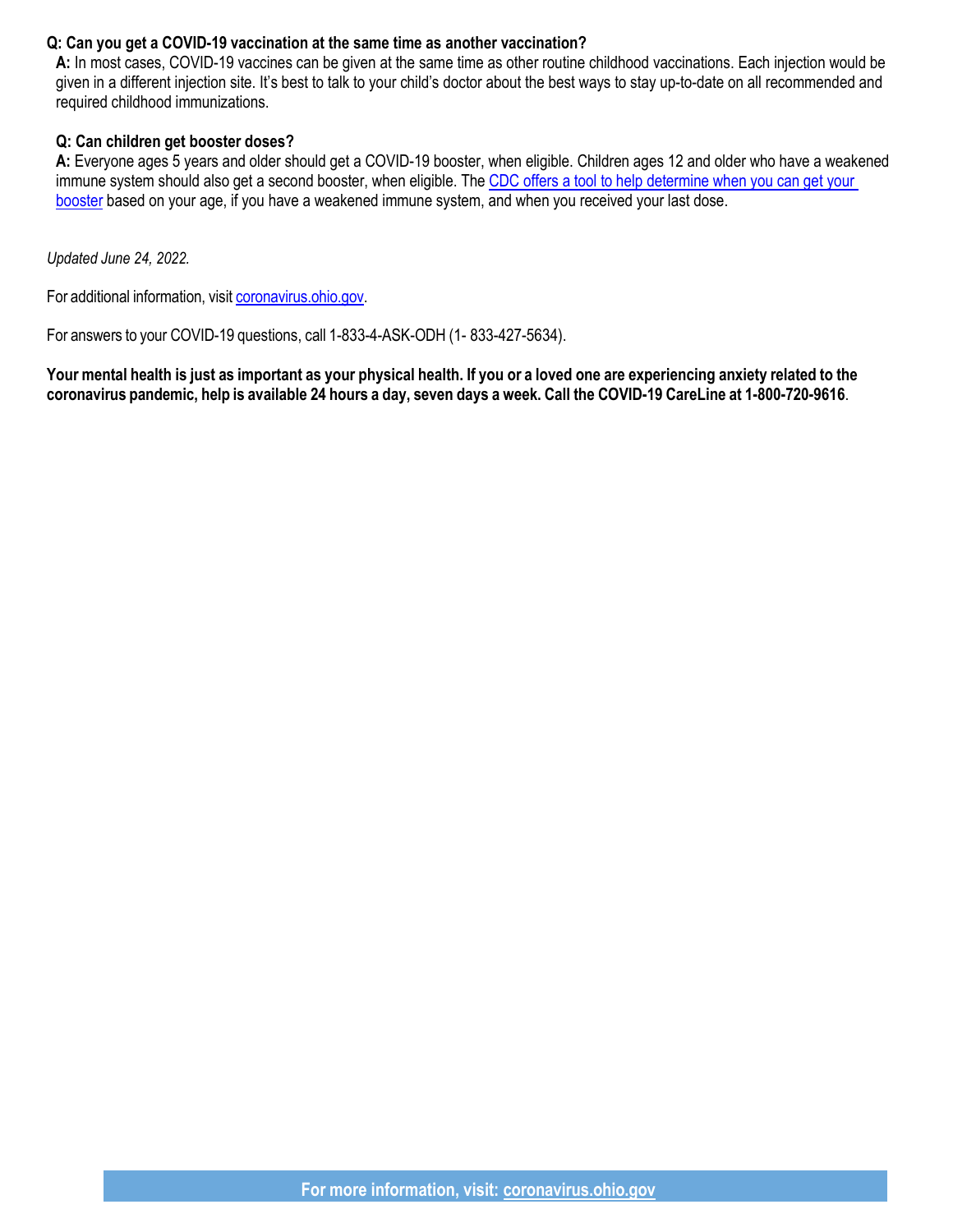**Q: Can you get a COVID-19 vaccination at the same time as another vaccination?**

**A:** In most cases, COVID-19 vaccines can be given at the same time as other routine childhood vaccinations. Each injection would be given in a different injection site. It's best to talk to your child's doctor about the best ways to stay up-to-date on all recommended and required childhood immunizations.

**Q: Can children get booster doses?**

**A:** Everyone ages 5 years and older should get a COVID-19 booster, when eligible. Children ages 12 and older who have a weakened immune system should also get a second booster, when eligible. The CDC offers a tool to help determine when you can get your booster based on your age, if you have a weakened immune system, and when you received your last dose.

*Updated June 24, 2022.*

For additional information, visit coronavirus.ohio.gov.

For answers to your COVID-19 questions, call 1-833-4-ASK-ODH (1- 833-427-5634).

**Your mental health is just as important as your physical health. If you or a loved one are experiencing anxiety related to the coronavirus pandemic, help is available 24 hours a day, seven days a week. Call the COVID-19 CareLine at 1-800-720-9616**.

**For more information, visit: coronavirus.ohio.gov**